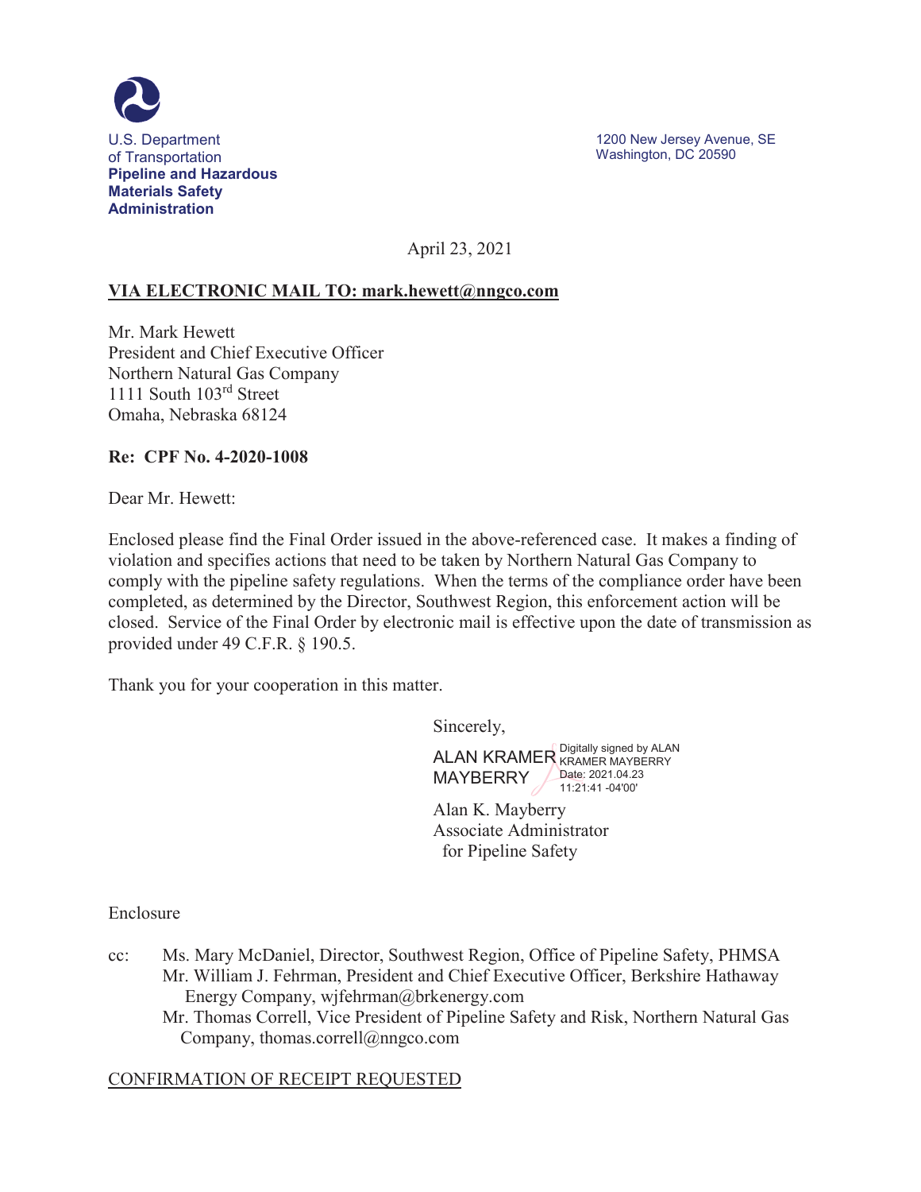U.S. Department of Transportation
**Pipeline and Hazardous Materials Safety Administration**

1200 New Jersey Avenue, SE
Washington, DC 20590

April 23, 2021

**VIA ELECTRONIC MAIL TO: mark.hewett@nngco.com**

Mr. Mark Hewett
President and Chief Executive Officer
Northern Natural Gas Company
1111 South 103rd Street
Omaha, Nebraska 68124

**Re: CPF No. 4-2020-1008**

Dear Mr. Hewett:

Enclosed please find the Final Order issued in the above-referenced case. It makes a finding of violation and specifies actions that need to be taken by Northern Natural Gas Company to comply with the pipeline safety regulations. When the terms of the compliance order have been completed, as determined by the Director, Southwest Region, this enforcement action will be closed. Service of the Final Order by electronic mail is effective upon the date of transmission as provided under 49 C.F.R. § 190.5.

Thank you for your cooperation in this matter.

Sincerely,

ALAN KRAMER MAYBERRY
Digitally signed by ALAN KRAMER MAYBERRY
Date: 2021.04.23 11:21:41 -04'00'

Alan K. Mayberry
Associate Administrator
for Pipeline Safety

Enclosure

cc: Ms. Mary McDaniel, Director, Southwest Region, Office of Pipeline Safety, PHMSA
Mr. William J. Fehrman, President and Chief Executive Officer, Berkshire Hathaway Energy Company, wjfehrman@brkenergy.com
Mr. Thomas Correll, Vice President of Pipeline Safety and Risk, Northern Natural Gas Company, thomas.correll@nngco.com

CONFIRMATION OF RECEIPT REQUESTED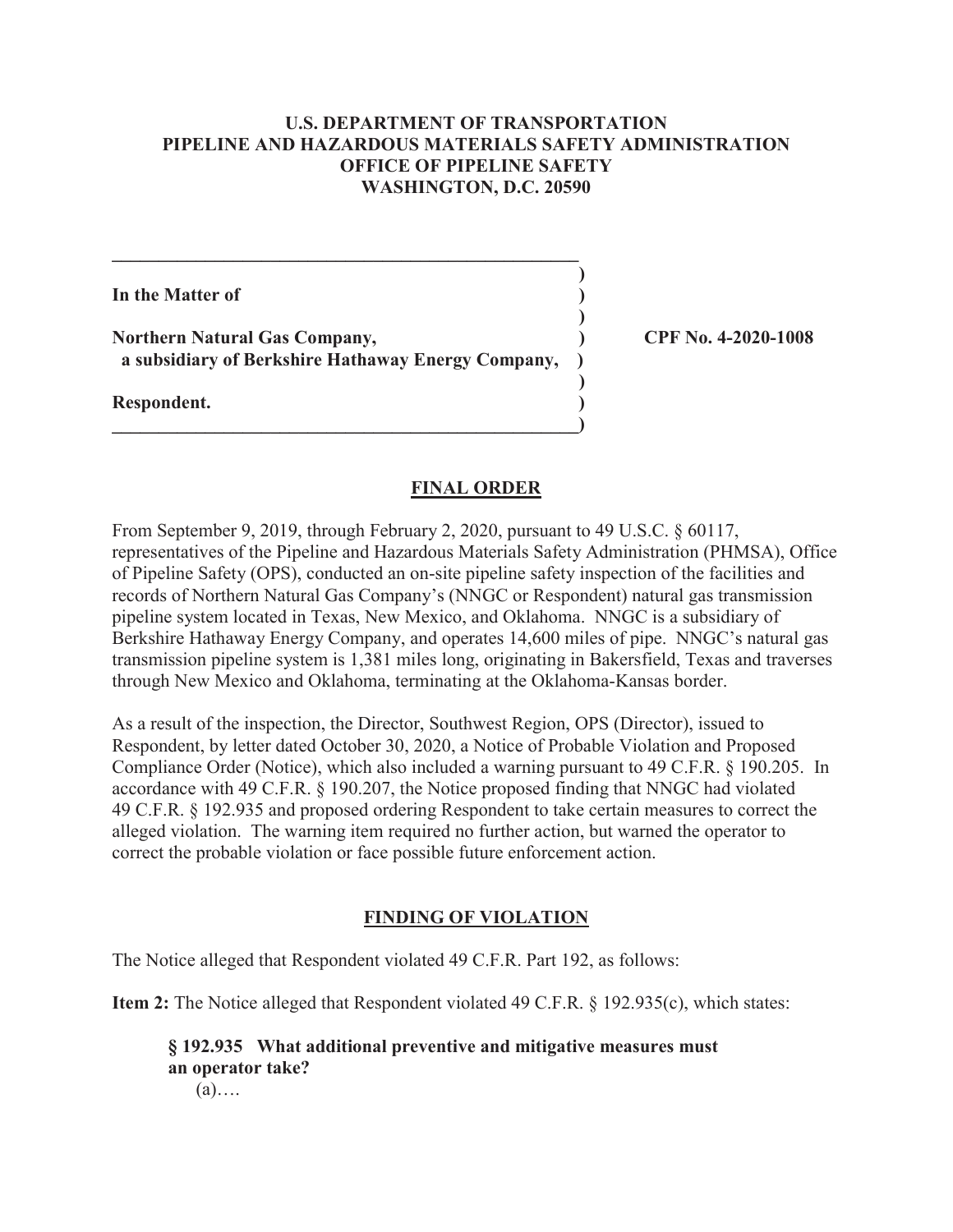**U.S. DEPARTMENT OF TRANSPORTATION**
**PIPELINE AND HAZARDOUS MATERIALS SAFETY ADMINISTRATION**
**OFFICE OF PIPELINE SAFETY**
**WASHINGTON, D.C. 20590**

| | | |
|---|---|---|
| **In the Matter of** | ) | |
| | ) | |
| **Northern Natural Gas Company,** | ) | **CPF No. 4-2020-1008** |
| **a subsidiary of Berkshire Hathaway Energy Company,** | ) | |
| | ) | |
| **Respondent.** | ) | |

## FINAL ORDER

From September 9, 2019, through February 2, 2020, pursuant to 49 U.S.C. § 60117, representatives of the Pipeline and Hazardous Materials Safety Administration (PHMSA), Office of Pipeline Safety (OPS), conducted an on-site pipeline safety inspection of the facilities and records of Northern Natural Gas Company's (NNGC or Respondent) natural gas transmission pipeline system located in Texas, New Mexico, and Oklahoma. NNGC is a subsidiary of Berkshire Hathaway Energy Company, and operates 14,600 miles of pipe. NNGC's natural gas transmission pipeline system is 1,381 miles long, originating in Bakersfield, Texas and traverses through New Mexico and Oklahoma, terminating at the Oklahoma-Kansas border.

As a result of the inspection, the Director, Southwest Region, OPS (Director), issued to Respondent, by letter dated October 30, 2020, a Notice of Probable Violation and Proposed Compliance Order (Notice), which also included a warning pursuant to 49 C.F.R. § 190.205. In accordance with 49 C.F.R. § 190.207, the Notice proposed finding that NNGC had violated 49 C.F.R. § 192.935 and proposed ordering Respondent to take certain measures to correct the alleged violation. The warning item required no further action, but warned the operator to correct the probable violation or face possible future enforcement action.

## FINDING OF VIOLATION

The Notice alleged that Respondent violated 49 C.F.R. Part 192, as follows:

**Item 2:** The Notice alleged that Respondent violated 49 C.F.R. § 192.935(c), which states:

> **§ 192.935 What additional preventive and mitigative measures must an operator take?**
> (a)….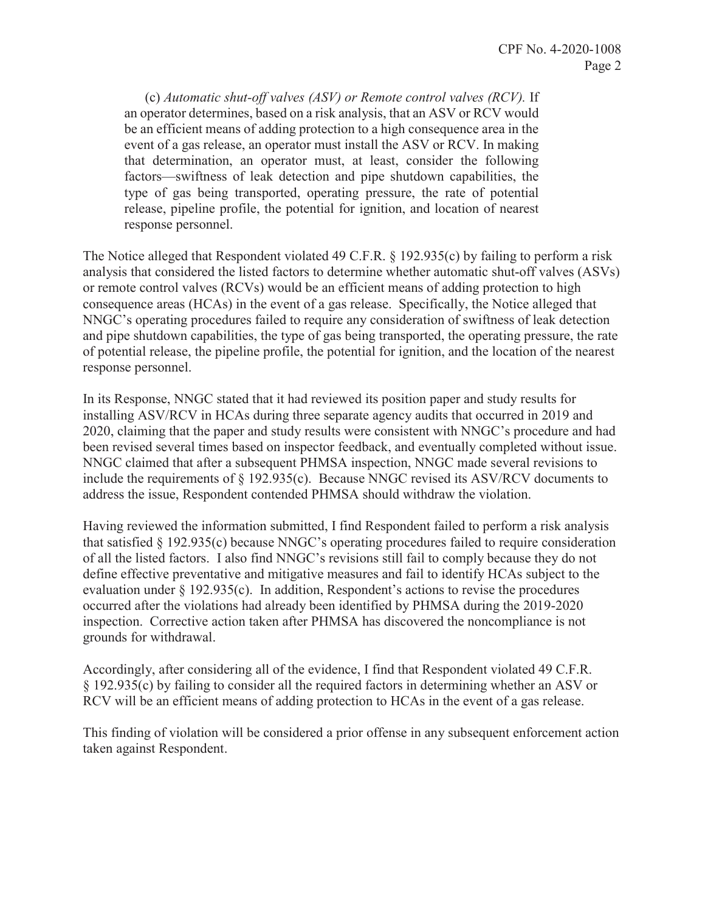(c) *Automatic shut-off valves (ASV) or Remote control valves (RCV).* If an operator determines, based on a risk analysis, that an ASV or RCV would be an efficient means of adding protection to a high consequence area in the event of a gas release, an operator must install the ASV or RCV. In making that determination, an operator must, at least, consider the following factors—swiftness of leak detection and pipe shutdown capabilities, the type of gas being transported, operating pressure, the rate of potential release, pipeline profile, the potential for ignition, and location of nearest response personnel.

The Notice alleged that Respondent violated 49 C.F.R. § 192.935(c) by failing to perform a risk analysis that considered the listed factors to determine whether automatic shut-off valves (ASVs) or remote control valves (RCVs) would be an efficient means of adding protection to high consequence areas (HCAs) in the event of a gas release. Specifically, the Notice alleged that NNGC's operating procedures failed to require any consideration of swiftness of leak detection and pipe shutdown capabilities, the type of gas being transported, the operating pressure, the rate of potential release, the pipeline profile, the potential for ignition, and the location of the nearest response personnel.

In its Response, NNGC stated that it had reviewed its position paper and study results for installing ASV/RCV in HCAs during three separate agency audits that occurred in 2019 and 2020, claiming that the paper and study results were consistent with NNGC's procedure and had been revised several times based on inspector feedback, and eventually completed without issue. NNGC claimed that after a subsequent PHMSA inspection, NNGC made several revisions to include the requirements of § 192.935(c). Because NNGC revised its ASV/RCV documents to address the issue, Respondent contended PHMSA should withdraw the violation.

Having reviewed the information submitted, I find Respondent failed to perform a risk analysis that satisfied § 192.935(c) because NNGC's operating procedures failed to require consideration of all the listed factors. I also find NNGC's revisions still fail to comply because they do not define effective preventative and mitigative measures and fail to identify HCAs subject to the evaluation under § 192.935(c). In addition, Respondent's actions to revise the procedures occurred after the violations had already been identified by PHMSA during the 2019-2020 inspection. Corrective action taken after PHMSA has discovered the noncompliance is not grounds for withdrawal.

Accordingly, after considering all of the evidence, I find that Respondent violated 49 C.F.R. § 192.935(c) by failing to consider all the required factors in determining whether an ASV or RCV will be an efficient means of adding protection to HCAs in the event of a gas release.

This finding of violation will be considered a prior offense in any subsequent enforcement action taken against Respondent.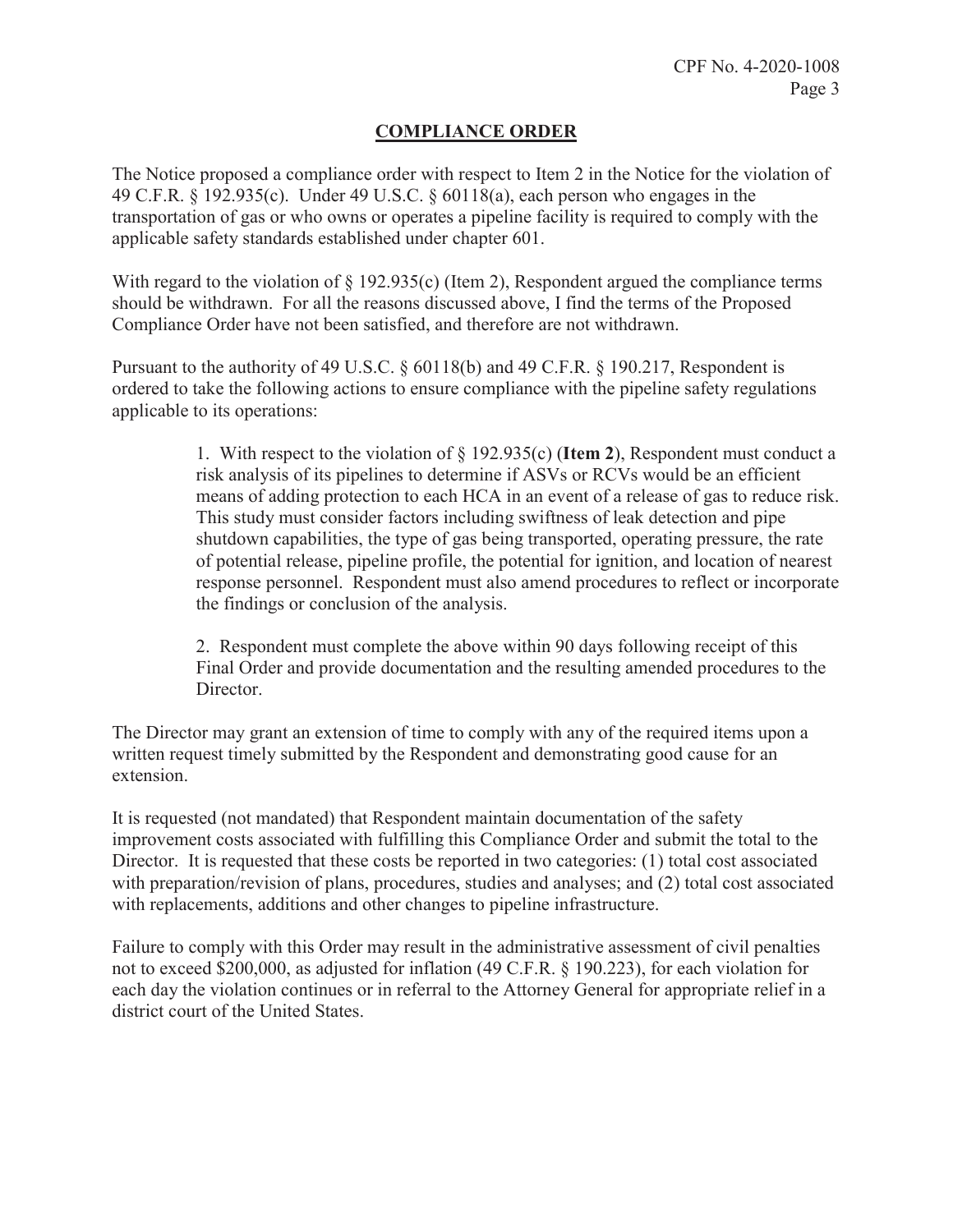## COMPLIANCE ORDER

The Notice proposed a compliance order with respect to Item 2 in the Notice for the violation of 49 C.F.R. § 192.935(c). Under 49 U.S.C. § 60118(a), each person who engages in the transportation of gas or who owns or operates a pipeline facility is required to comply with the applicable safety standards established under chapter 601.

With regard to the violation of § 192.935(c) (Item 2), Respondent argued the compliance terms should be withdrawn. For all the reasons discussed above, I find the terms of the Proposed Compliance Order have not been satisfied, and therefore are not withdrawn.

Pursuant to the authority of 49 U.S.C. § 60118(b) and 49 C.F.R. § 190.217, Respondent is ordered to take the following actions to ensure compliance with the pipeline safety regulations applicable to its operations:

> 1. With respect to the violation of § 192.935(c) (**Item 2**), Respondent must conduct a risk analysis of its pipelines to determine if ASVs or RCVs would be an efficient means of adding protection to each HCA in an event of a release of gas to reduce risk. This study must consider factors including swiftness of leak detection and pipe shutdown capabilities, the type of gas being transported, operating pressure, the rate of potential release, pipeline profile, the potential for ignition, and location of nearest response personnel. Respondent must also amend procedures to reflect or incorporate the findings or conclusion of the analysis.
>
> 2. Respondent must complete the above within 90 days following receipt of this Final Order and provide documentation and the resulting amended procedures to the Director.

The Director may grant an extension of time to comply with any of the required items upon a written request timely submitted by the Respondent and demonstrating good cause for an extension.

It is requested (not mandated) that Respondent maintain documentation of the safety improvement costs associated with fulfilling this Compliance Order and submit the total to the Director. It is requested that these costs be reported in two categories: (1) total cost associated with preparation/revision of plans, procedures, studies and analyses; and (2) total cost associated with replacements, additions and other changes to pipeline infrastructure.

Failure to comply with this Order may result in the administrative assessment of civil penalties not to exceed $200,000, as adjusted for inflation (49 C.F.R. § 190.223), for each violation for each day the violation continues or in referral to the Attorney General for appropriate relief in a district court of the United States.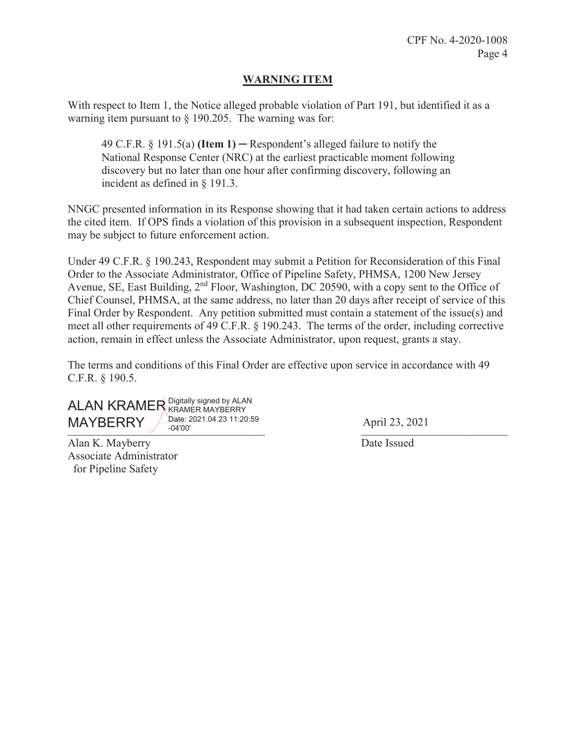## WARNING ITEM

With respect to Item 1, the Notice alleged probable violation of Part 191, but identified it as a warning item pursuant to § 190.205. The warning was for:

> 49 C.F.R. § 191.5(a) **(Item 1)** ─ Respondent's alleged failure to notify the National Response Center (NRC) at the earliest practicable moment following discovery but no later than one hour after confirming discovery, following an incident as defined in § 191.3.

NNGC presented information in its Response showing that it had taken certain actions to address the cited item. If OPS finds a violation of this provision in a subsequent inspection, Respondent may be subject to future enforcement action.

Under 49 C.F.R. § 190.243, Respondent may submit a Petition for Reconsideration of this Final Order to the Associate Administrator, Office of Pipeline Safety, PHMSA, 1200 New Jersey Avenue, SE, East Building, 2nd Floor, Washington, DC 20590, with a copy sent to the Office of Chief Counsel, PHMSA, at the same address, no later than 20 days after receipt of service of this Final Order by Respondent. Any petition submitted must contain a statement of the issue(s) and meet all other requirements of 49 C.F.R. § 190.243. The terms of the order, including corrective action, remain in effect unless the Associate Administrator, upon request, grants a stay.

The terms and conditions of this Final Order are effective upon service in accordance with 49 C.F.R. § 190.5.

ALAN KRAMER MAYBERRY Digitally signed by ALAN KRAMER MAYBERRY Date: 2021.04.23 11:20:59 -04'00'

Alan K. Mayberry
Associate Administrator
for Pipeline Safety

April 23, 2021

Date Issued